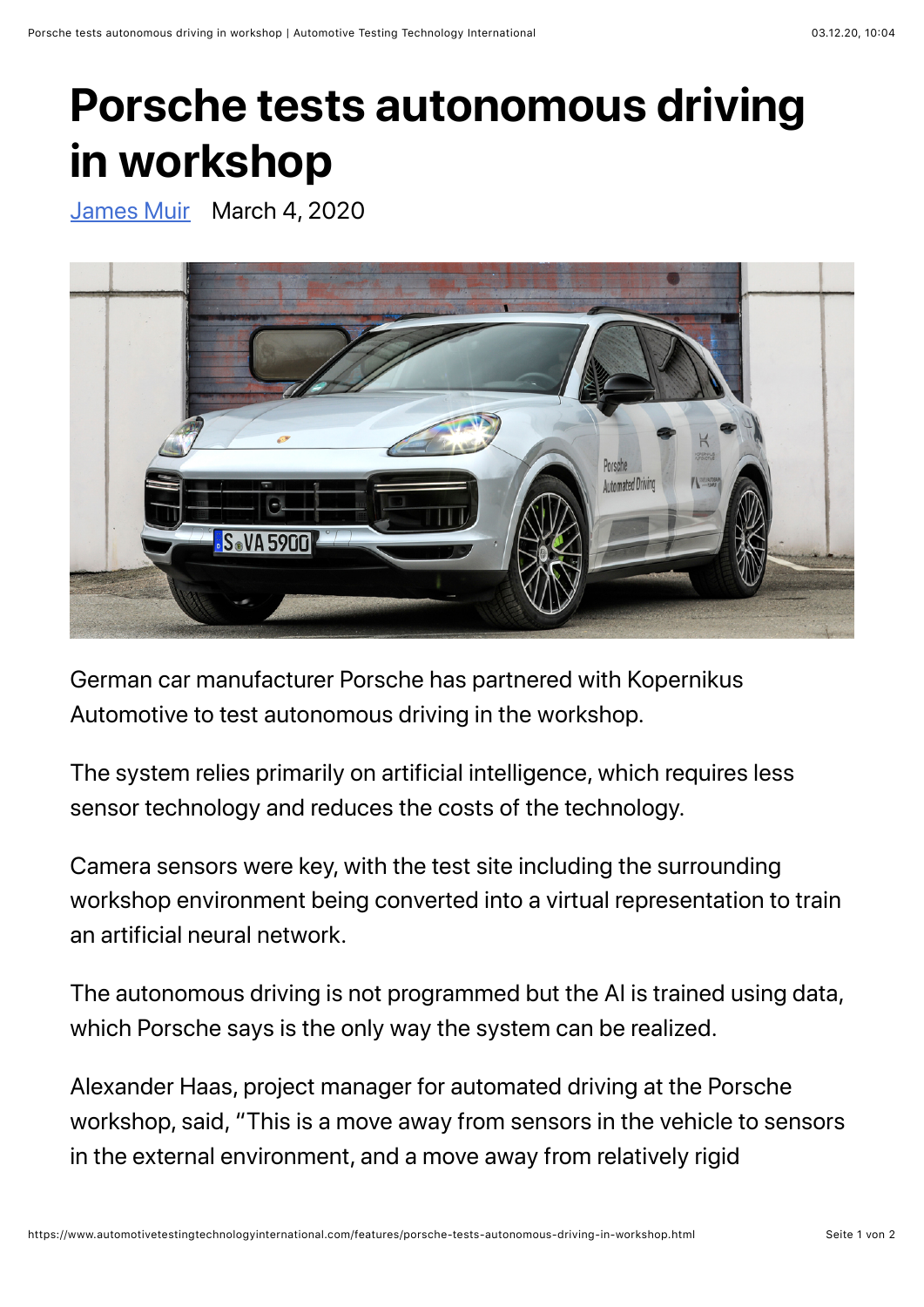# Porsche tests autonomous driving in workshop

James Muir   March 4, 2020

German car manufacturer Porsche has partnered with Kopernikus Automotive to test autonomous driving in the workshop.

The system relies primarily on artificial intelligence, which requires less sensor technology and reduces the costs of the technology.

Camera sensors were key, with the test site including the surrounding workshop environment being converted into a virtual representation to train an artificial neural network.

The autonomous driving is not programmed but the AI is trained using data, which Porsche says is the only way the system can be realized.

Alexander Haas, project manager for automated driving at the Porsche workshop, said, "This is a move away from sensors in the vehicle to sensors in the external environment, and a move away from relatively rigid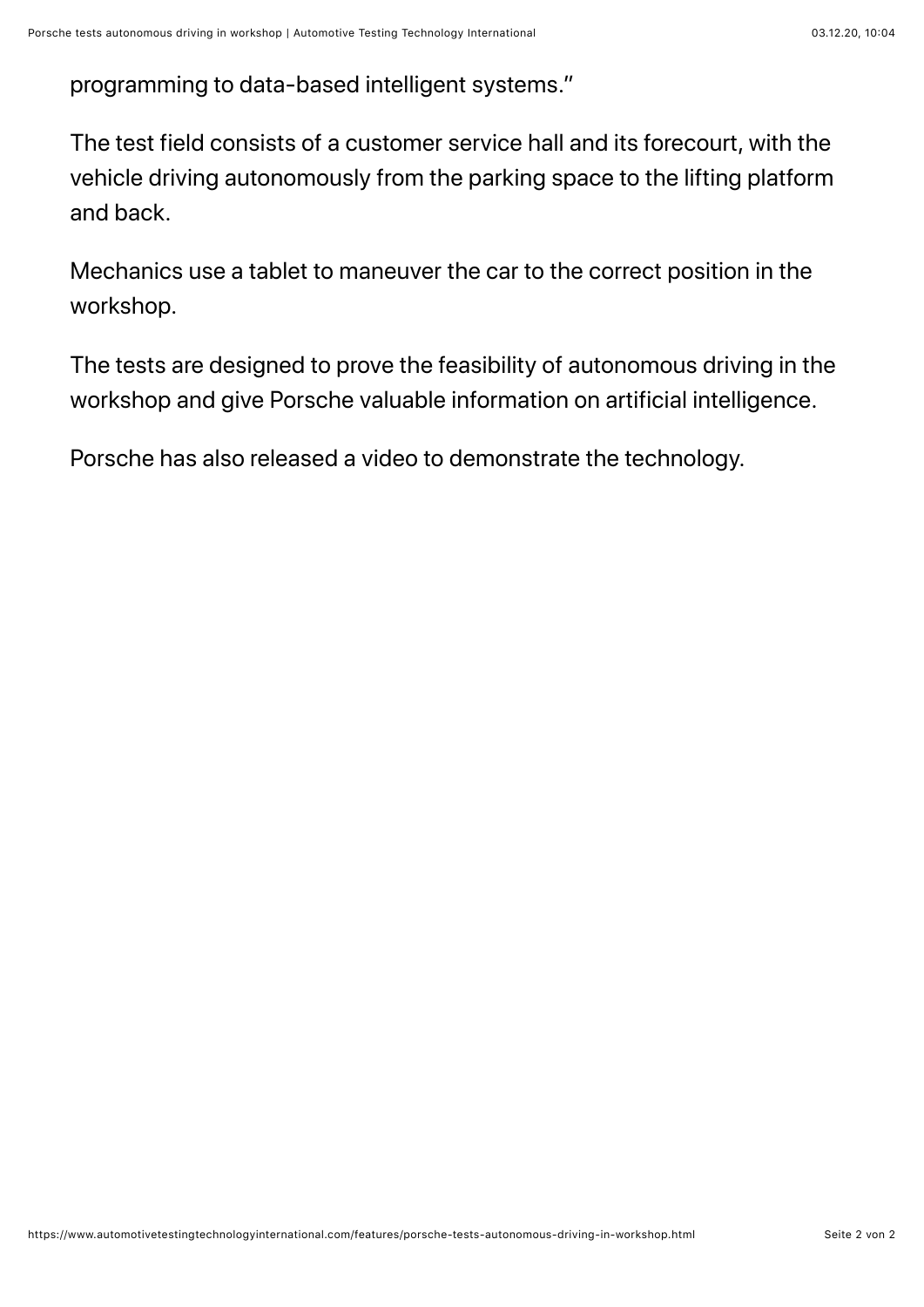programming to data-based intelligent systems."

The test field consists of a customer service hall and its forecourt, with the vehicle driving autonomously from the parking space to the lifting platform and back.

Mechanics use a tablet to maneuver the car to the correct position in the workshop.

The tests are designed to prove the feasibility of autonomous driving in the workshop and give Porsche valuable information on artificial intelligence.

Porsche has also released a video to demonstrate the technology.